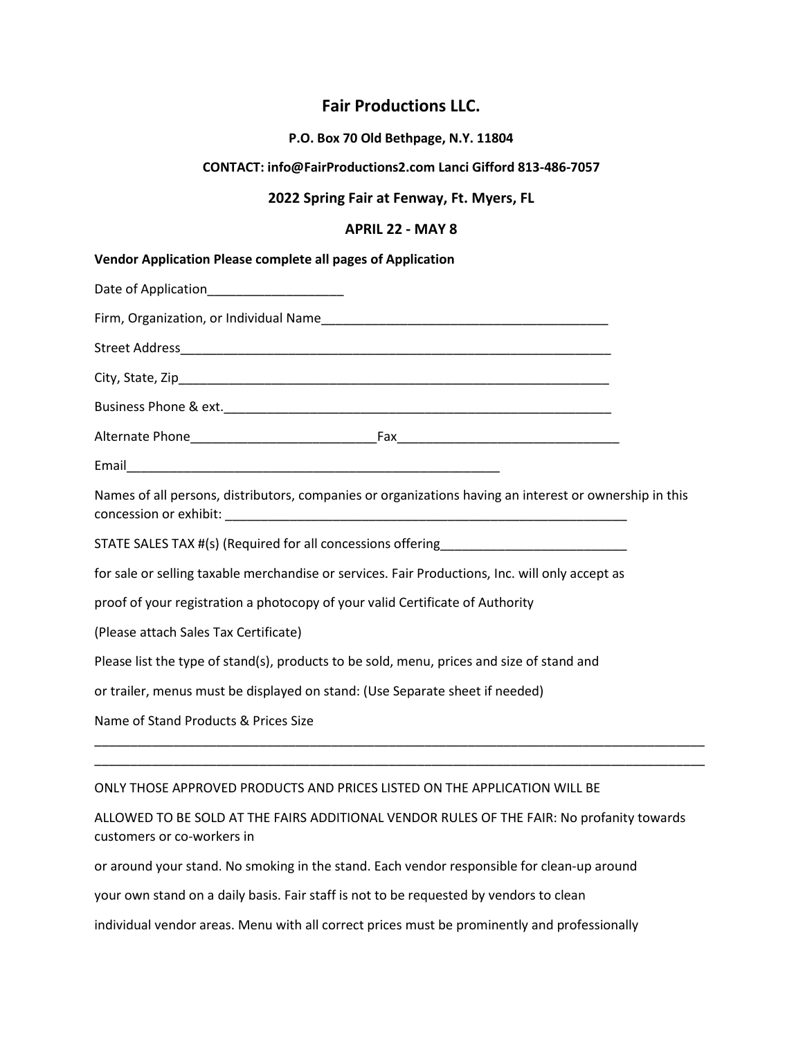# Fair Productions LLC.

**P.O. Box 70 Old Bethpage, N.Y. 11804**

**CONTACT: info@FairProductions2.com Lanci Gifford 813-486-7057**

## 2022 Spring Fair at Fenway, Ft. Myers, FL

**APRIL 22 - MAY 8**

**Vendor Application Please complete all pages of Application**

Date of Application___________________

Firm, Organization, or Individual Name_________________________________________

Street Address________________________________________________________________

City, State, Zip________________________________________________________________

Business Phone & ext.________________________________________________________

Alternate Phone__________________________Fax_______________________________

Email______________________________________________________

Names of all persons, distributors, companies or organizations having an interest or ownership in this concession or exhibit: __________________________________________________________

STATE SALES TAX #(s) (Required for all concessions offering__________________________

for sale or selling taxable merchandise or services. Fair Productions, Inc. will only accept as

proof of your registration a photocopy of your valid Certificate of Authority

(Please attach Sales Tax Certificate)

Please list the type of stand(s), products to be sold, menu, prices and size of stand and

or trailer, menus must be displayed on stand: (Use Separate sheet if needed)

Name of Stand Products & Prices Size

_________________________________________________________________________________________

_________________________________________________________________________________________

ONLY THOSE APPROVED PRODUCTS AND PRICES LISTED ON THE APPLICATION WILL BE

ALLOWED TO BE SOLD AT THE FAIRS ADDITIONAL VENDOR RULES OF THE FAIR: No profanity towards customers or co-workers in

or around your stand. No smoking in the stand. Each vendor responsible for clean-up around

your own stand on a daily basis. Fair staff is not to be requested by vendors to clean

individual vendor areas. Menu with all correct prices must be prominently and professionally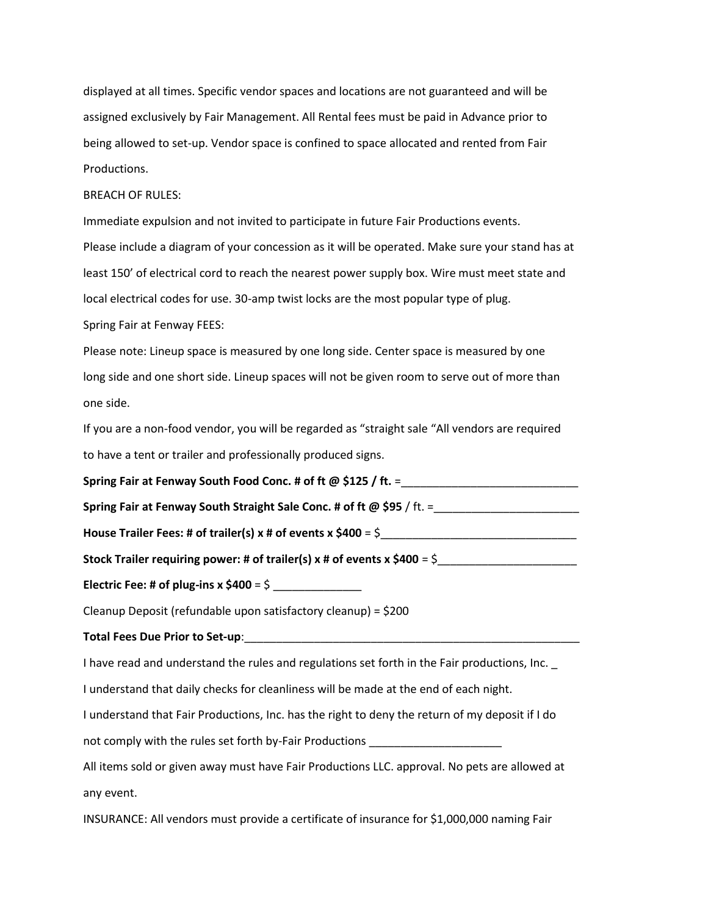displayed at all times. Specific vendor spaces and locations are not guaranteed and will be assigned exclusively by Fair Management. All Rental fees must be paid in Advance prior to being allowed to set-up. Vendor space is confined to space allocated and rented from Fair Productions.

BREACH OF RULES:

Immediate expulsion and not invited to participate in future Fair Productions events.

Please include a diagram of your concession as it will be operated. Make sure your stand has at least 150' of electrical cord to reach the nearest power supply box. Wire must meet state and local electrical codes for use. 30-amp twist locks are the most popular type of plug.

Spring Fair at Fenway FEES:

Please note: Lineup space is measured by one long side. Center space is measured by one long side and one short side. Lineup spaces will not be given room to serve out of more than one side.

If you are a non-food vendor, you will be regarded as "straight sale "All vendors are required to have a tent or trailer and professionally produced signs.

**Spring Fair at Fenway South Food Conc. # of ft @ $125 / ft.** =____________________________

**Spring Fair at Fenway South Straight Sale Conc. # of ft @ $95** / ft. =_______________________

**House Trailer Fees: # of trailer(s) x # of events x $400** = $_______________________________

**Stock Trailer requiring power: # of trailer(s) x # of events x $400** = $______________________

**Electric Fee: # of plug-ins x $400** = $ ______________

Cleanup Deposit (refundable upon satisfactory cleanup) = $200

**Total Fees Due Prior to Set-up**:________________________________________________________

I have read and understand the rules and regulations set forth in the Fair productions, Inc. _

I understand that daily checks for cleanliness will be made at the end of each night.

I understand that Fair Productions, Inc. has the right to deny the return of my deposit if I do not comply with the rules set forth by-Fair Productions _____________________

All items sold or given away must have Fair Productions LLC. approval. No pets are allowed at any event.

INSURANCE: All vendors must provide a certificate of insurance for $1,000,000 naming Fair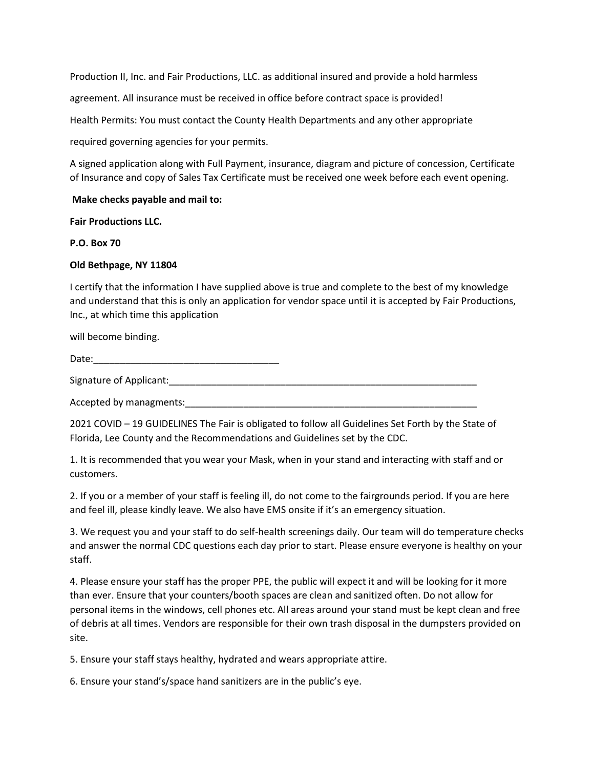Production II, Inc. and Fair Productions, LLC. as additional insured and provide a hold harmless agreement. All insurance must be received in office before contract space is provided!

Health Permits: You must contact the County Health Departments and any other appropriate required governing agencies for your permits.

A signed application along with Full Payment, insurance, diagram and picture of concession, Certificate of Insurance and copy of Sales Tax Certificate must be received one week before each event opening.

**Make checks payable and mail to:**

**Fair Productions LLC.**

**P.O. Box 70**

**Old Bethpage, NY 11804**

I certify that the information I have supplied above is true and complete to the best of my knowledge and understand that this is only an application for vendor space until it is accepted by Fair Productions, Inc., at which time this application

will become binding.

Date:___________________________________

Signature of Applicant:____________________________________________________________

Accepted by managments:_________________________________________________________

2021 COVID – 19 GUIDELINES The Fair is obligated to follow all Guidelines Set Forth by the State of Florida, Lee County and the Recommendations and Guidelines set by the CDC.

1. It is recommended that you wear your Mask, when in your stand and interacting with staff and or customers.

2. If you or a member of your staff is feeling ill, do not come to the fairgrounds period. If you are here and feel ill, please kindly leave. We also have EMS onsite if it's an emergency situation.

3. We request you and your staff to do self-health screenings daily. Our team will do temperature checks and answer the normal CDC questions each day prior to start. Please ensure everyone is healthy on your staff.

4. Please ensure your staff has the proper PPE, the public will expect it and will be looking for it more than ever. Ensure that your counters/booth spaces are clean and sanitized often. Do not allow for personal items in the windows, cell phones etc. All areas around your stand must be kept clean and free of debris at all times. Vendors are responsible for their own trash disposal in the dumpsters provided on site.

5. Ensure your staff stays healthy, hydrated and wears appropriate attire.

6. Ensure your stand's/space hand sanitizers are in the public's eye.